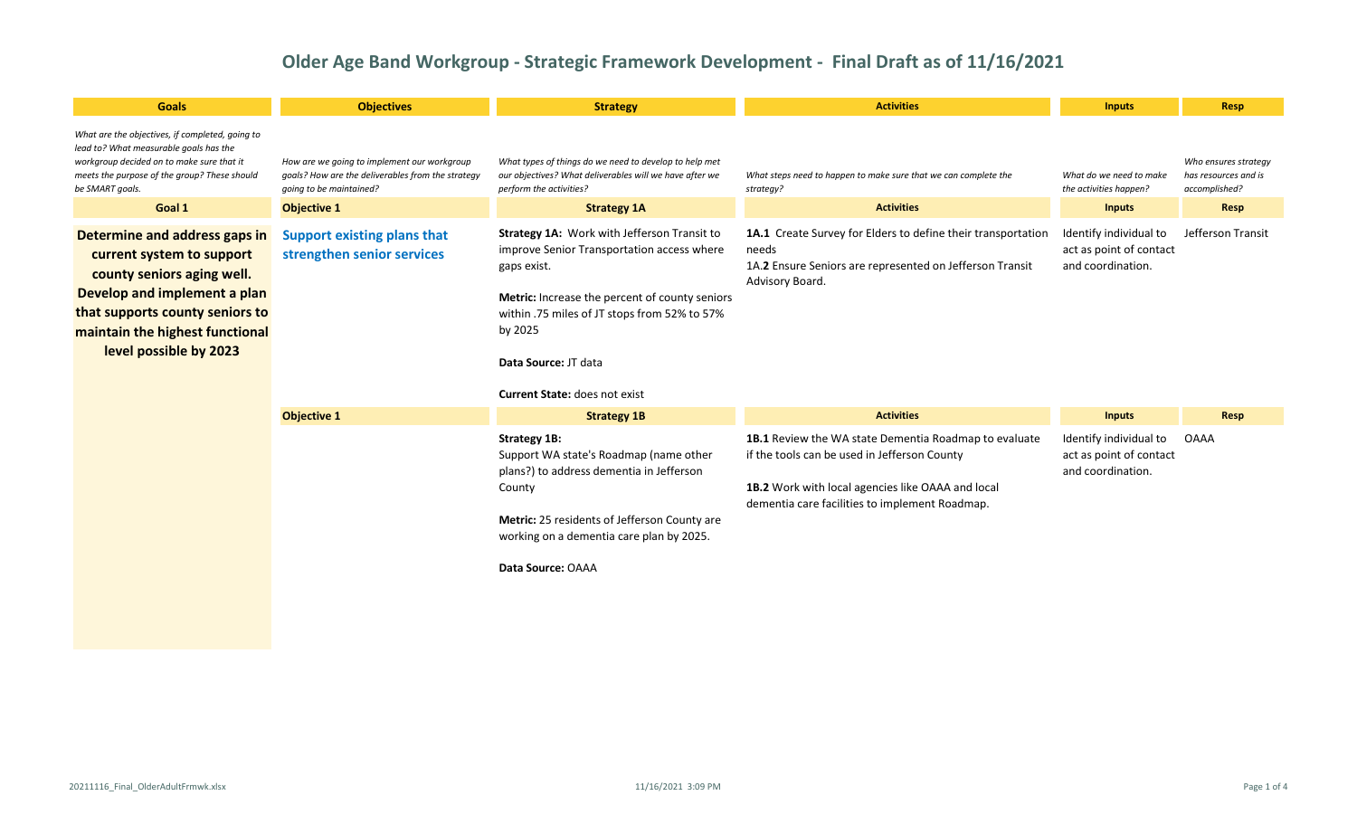# Older Age Band Workgroup - Strategic Framework Development - Final Draft as of 11/16/2021

| Goals | Objectives | Strategy | Activities | Inputs | Resp |
|---|---|---|---|---|---|
| *What are the objectives, if completed, going to lead to? What measurable goals has the workgroup decided on to make sure that it meets the purpose of the group? These should be SMART goals.* | *How are we going to implement our workgroup goals? How are the deliverables from the strategy going to be maintained?* | *What types of things do we need to develop to help met our objectives? What deliverables will we have after we perform the activities?* | *What steps need to happen to make sure that we can complete the strategy?* | *What do we need to make the activities happen?* | *Who ensures strategy has resources and is accomplished?* |
| **Goal 1** | **Objective 1** | **Strategy 1A** | **Activities** | **Inputs** | **Resp** |
| **Determine and address gaps in current system to support county seniors aging well. Develop and implement a plan that supports county seniors to maintain the highest functional level possible by 2023** | **Support existing plans that strengthen senior services** | **Strategy 1A:** Work with Jefferson Transit to improve Senior Transportation access where gaps exist.<br><br>**Metric:** Increase the percent of county seniors within .75 miles of JT stops from 52% to 57% by 2025<br><br>**Data Source:** JT data<br><br>**Current State:** does not exist | **1A.1** Create Survey for Elders to define their transportation needs<br>1A.**2** Ensure Seniors are represented on Jefferson Transit Advisory Board. | Identify individual to act as point of contact and coordination. | Jefferson Transit |
| | **Objective 1** | **Strategy 1B** | **Activities** | **Inputs** | **Resp** |
| | | **Strategy 1B:**<br>Support WA state's Roadmap (name other plans?) to address dementia in Jefferson County<br><br>**Metric:** 25 residents of Jefferson County are working on a dementia care plan by 2025.<br><br>**Data Source:** OAAA | **1B.1** Review the WA state Dementia Roadmap to evaluate if the tools can be used in Jefferson County<br><br>**1B.2** Work with local agencies like OAAA and local dementia care facilities to implement Roadmap. | Identify individual to act as point of contact and coordination. | OAAA |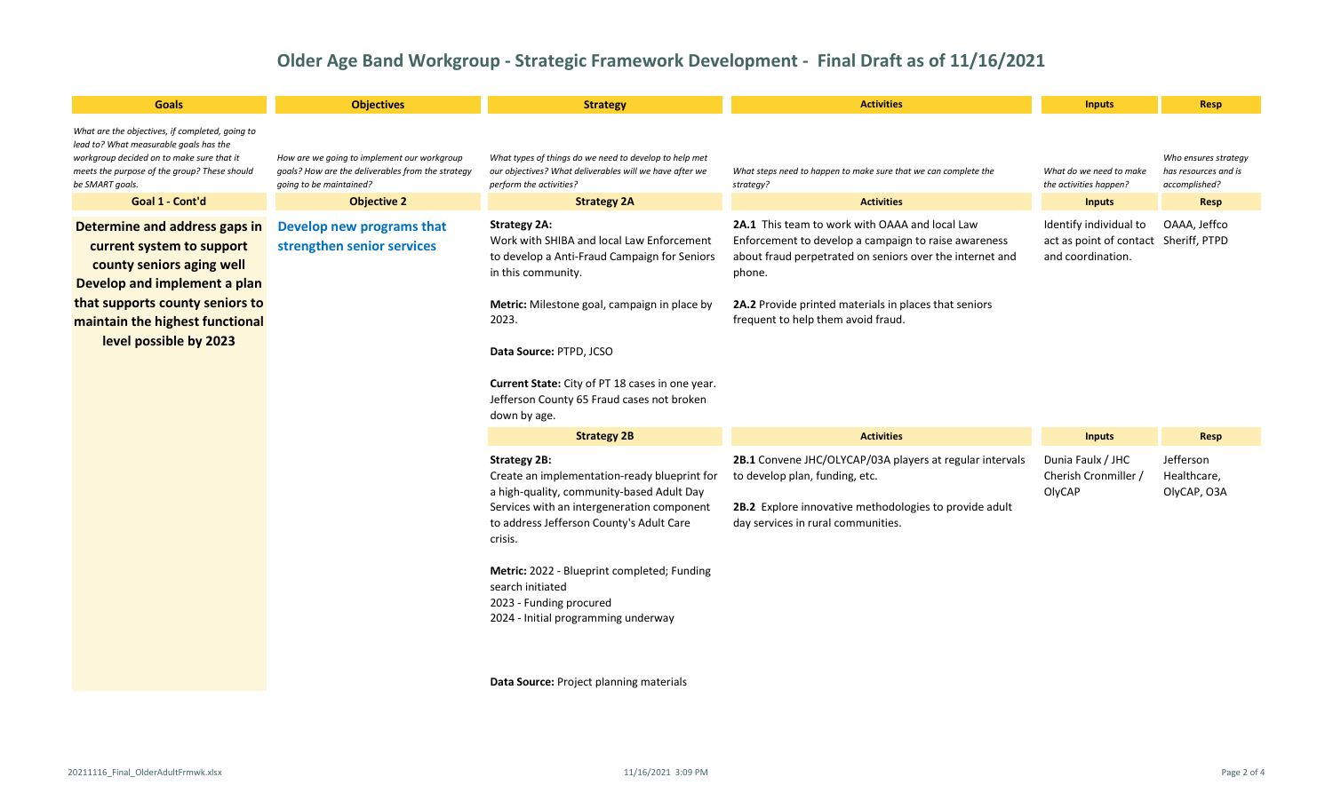# Older Age Band Workgroup - Strategic Framework Development - Final Draft as of 11/16/2021

| Goals | Objectives | Strategy | Activities | Inputs | Resp |
|---|---|---|---|---|---|
| *What are the objectives, if completed, going to lead to? What measurable goals has the workgroup decided on to make sure that it meets the purpose of the group? These should be SMART goals.* | *How are we going to implement our workgroup goals? How are the deliverables from the strategy going to be maintained?* | *What types of things do we need to develop to help met our objectives? What deliverables will we have after we perform the activities?* | *What steps need to happen to make sure that we can complete the strategy?* | *What do we need to make the activities happen?* | *Who ensures strategy has resources and is accomplished?* |
| **Goal 1 - Cont'd** | **Objective 2** | **Strategy 2A** | **Activities** | **Inputs** | **Resp** |
| **Determine and address gaps in current system to support county seniors aging well Develop and implement a plan that supports county seniors to maintain the highest functional level possible by 2023** | **Develop new programs that strengthen senior services** | **Strategy 2A:** Work with SHIBA and local Law Enforcement to develop a Anti-Fraud Campaign for Seniors in this community.<br><br>**Metric:** Milestone goal, campaign in place by 2023.<br><br>**Data Source:** PTPD, JCSO<br><br>**Current State:** City of PT 18 cases in one year. Jefferson County 65 Fraud cases not broken down by age. | **2A.1** This team to work with OAAA and local Law Enforcement to develop a campaign to raise awareness about fraud perpetrated on seniors over the internet and phone.<br><br>**2A.2** Provide printed materials in places that seniors frequent to help them avoid fraud. | Identify individual to act as point of contact and coordination. | OAAA, Jeffco Sheriff, PTPD |
| | | **Strategy 2B** | **Activities** | **Inputs** | **Resp** |
| | | **Strategy 2B:** Create an implementation-ready blueprint for a high-quality, community-based Adult Day Services with an intergeneration component to address Jefferson County's Adult Care crisis.<br><br>**Metric:** 2022 - Blueprint completed; Funding search initiated<br>2023 - Funding procured<br>2024 - Initial programming underway<br><br>**Data Source:** Project planning materials | **2B.1** Convene JHC/OLYCAP/03A players at regular intervals to develop plan, funding, etc.<br><br>**2B.2** Explore innovative methodologies to provide adult day services in rural communities. | Dunia Faulx / JHC Cherish Cronmiller / OlyCAP | Jefferson Healthcare, OlyCAP, O3A |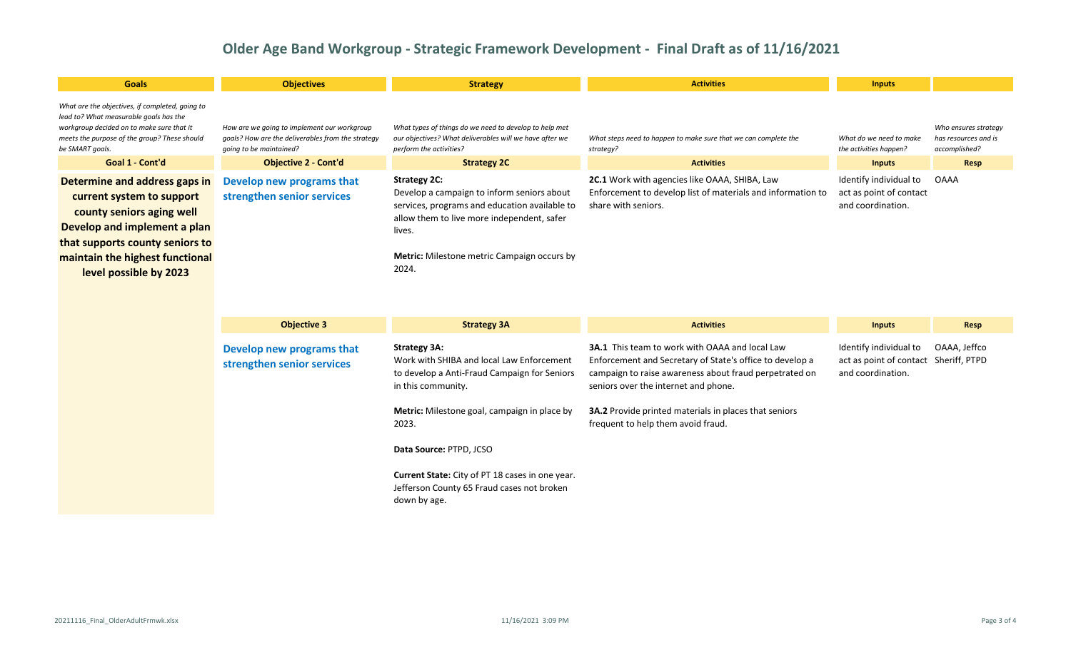# Older Age Band Workgroup - Strategic Framework Development - Final Draft as of 11/16/2021

| Goals | Objectives | Strategy | Activities | Inputs | |
|---|---|---|---|---|---|
| *What are the objectives, if completed, going to lead to? What measurable goals has the workgroup decided on to make sure that it meets the purpose of the group? These should be SMART goals.* | *How are we going to implement our workgroup goals? How are the deliverables from the strategy goals to be maintained?* | *What types of things do we need to develop to help met our objectives? What deliverables will we have after we perform the activities?* | *What steps need to happen to make sure that we can complete the strategy?* | *What do we need to make the activities happen?* | *Who ensures strategy has resources and is accomplished?* |
| **Goal 1 - Cont'd** | **Objective 2 - Cont'd** | **Strategy 2C** | **Activities** | **Inputs** | **Resp** |
| **Determine and address gaps in current system to support county seniors aging well Develop and implement a plan that supports county seniors to maintain the highest functional level possible by 2023** | **Develop new programs that strengthen senior services** | **Strategy 2C:** Develop a campaign to inform seniors about services, programs and education available to allow them to live more independent, safer lives.<br><br>**Metric:** Milestone metric Campaign occurs by 2024. | **2C.1** Work with agencies like OAAA, SHIBA, Law Enforcement to develop list of materials and information to share with seniors. | Identify individual to act as point of contact and coordination. | OAAA |
| | **Objective 3** | **Strategy 3A** | **Activities** | **Inputs** | **Resp** |
| | **Develop new programs that strengthen senior services** | **Strategy 3A:** Work with SHIBA and local Law Enforcement to develop a Anti-Fraud Campaign for Seniors in this community.<br><br>**Metric:** Milestone goal, campaign in place by 2023.<br><br>**Data Source:** PTPD, JCSO<br><br>**Current State:** City of PT 18 cases in one year. Jefferson County 65 Fraud cases not broken down by age. | **3A.1** This team to work with OAAA and local Law Enforcement and Secretary of State's office to develop a campaign to raise awareness about fraud perpetrated on seniors over the internet and phone.<br><br>**3A.2** Provide printed materials in places that seniors frequent to help them avoid fraud. | Identify individual to act as point of contact and coordination. | OAAA, Jeffco Sheriff, PTPD |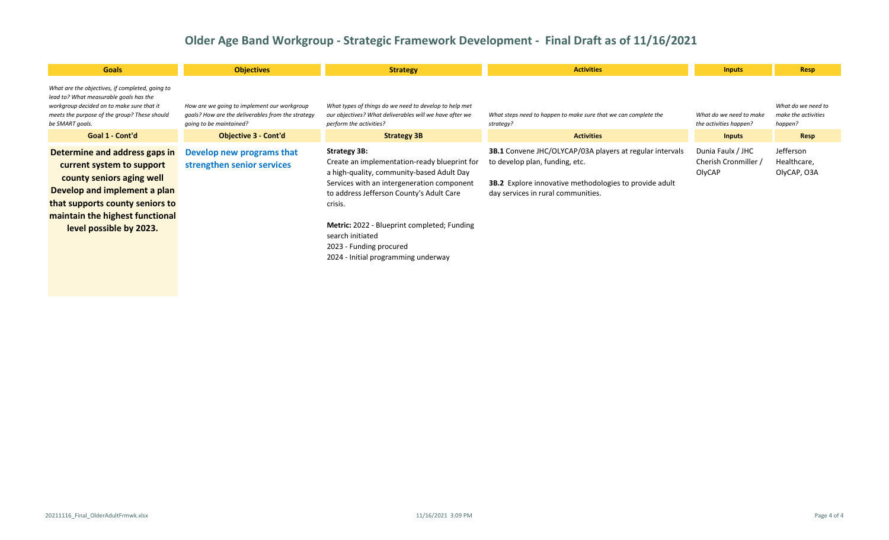# Older Age Band Workgroup - Strategic Framework Development - Final Draft as of 11/16/2021

| Goals | Objectives | Strategy | Activities | Inputs | Resp |
|---|---|---|---|---|---|
| *What are the objectives, if completed, going to lead to? What measurable goals has the workgroup decided on to make sure that it meets the purpose of the group? These should be SMART goals.* | *How are we going to implement our workgroup goals? How are the deliverables from the strategy going to be maintained?* | *What types of things do we need to develop to help met our objectives? What deliverables will we have after we perform the activities?* | *What steps need to happen to make sure that we can complete the strategy?* | *What do we need to make the activities happen?* | *What do we need to make the activities happen?* |
| **Goal 1 - Cont'd** | **Objective 3 - Cont'd** | **Strategy 3B** | **Activities** | **Inputs** | **Resp** |
| **Determine and address gaps in current system to support county seniors aging well Develop and implement a plan that supports county seniors to maintain the highest functional level possible by 2023.** | **Develop new programs that strengthen senior services** | **Strategy 3B:** Create an implementation-ready blueprint for a high-quality, community-based Adult Day Services with an intergeneration component to address Jefferson County's Adult Care crisis.<br><br>**Metric:** 2022 - Blueprint completed; Funding search initiated<br>2023 - Funding procured<br>2024 - Initial programming underway | **3B.1** Convene JHC/OLYCAP/03A players at regular intervals to develop plan, funding, etc.<br><br>**3B.2** Explore innovative methodologies to provide adult day services in rural communities. | Dunia Faulx / JHC<br>Cherish Cronmiller / OlyCAP | Jefferson Healthcare, OlyCAP, O3A |

20211116_Final_OlderAdultFrmwk.xlsx 11/16/2021 3:09 PM